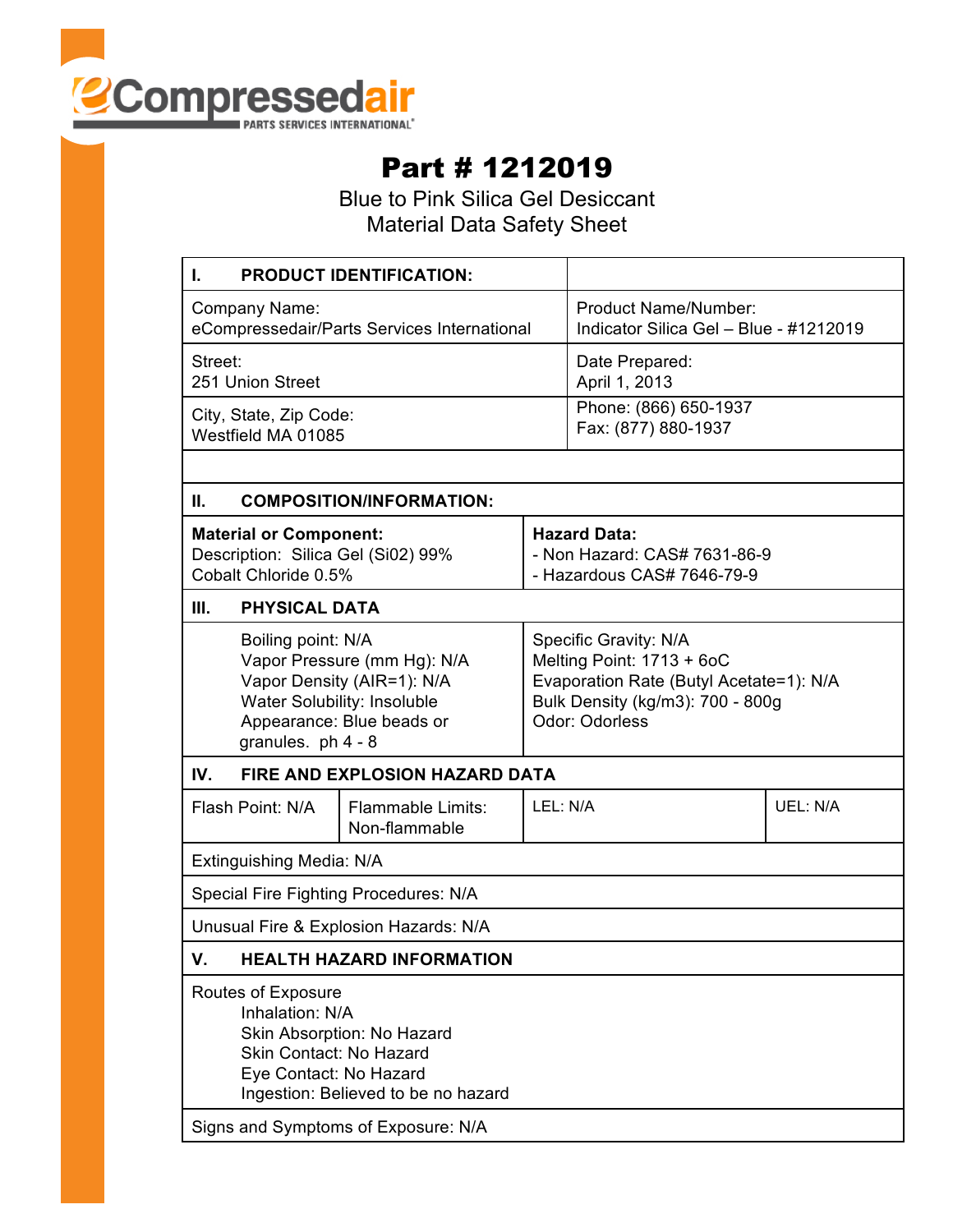eCompressedair
PARTS SERVICES INTERNATIONAL®

# Part # 1212019

Blue to Pink Silica Gel Desiccant
Material Data Safety Sheet

| I. PRODUCT IDENTIFICATION: | |
|---|---|
| Company Name:<br>eCompressedair/Parts Services International | Product Name/Number:<br>Indicator Silica Gel – Blue - #1212019 |
| Street:<br>251 Union Street | Date Prepared:<br>April 1, 2013 |
| City, State, Zip Code:<br>Westfield MA 01085 | Phone: (866) 650-1937<br>Fax: (877) 880-1937 |

| II. COMPOSITION/INFORMATION: | |
|---|---|
| **Material or Component:**<br>Description: Silica Gel (Si02) 99%<br>Cobalt Chloride 0.5% | **Hazard Data:**<br>- Non Hazard: CAS# 7631-86-9<br>- Hazardous CAS# 7646-79-9 |

| III. PHYSICAL DATA | |
|---|---|
| Boiling point: N/A<br>Vapor Pressure (mm Hg): N/A<br>Vapor Density (AIR=1): N/A<br>Water Solubility: Insoluble<br>Appearance: Blue beads or granules. ph 4 - 8 | Specific Gravity: N/A<br>Melting Point: 1713 + 6oC<br>Evaporation Rate (Butyl Acetate=1): N/A<br>Bulk Density (kg/m3): 700 - 800g<br>Odor: Odorless |

| IV. FIRE AND EXPLOSION HAZARD DATA | | | |
|---|---|---|---|
| Flash Point: N/A | Flammable Limits: Non-flammable | LEL: N/A | UEL: N/A |
| Extinguishing Media: N/A | | | |
| Special Fire Fighting Procedures: N/A | | | |
| Unusual Fire & Explosion Hazards: N/A | | | |

| V. HEALTH HAZARD INFORMATION |
|---|
| Routes of Exposure<br>Inhalation: N/A<br>Skin Absorption: No Hazard<br>Skin Contact: No Hazard<br>Eye Contact: No Hazard<br>Ingestion: Believed to be no hazard |
| Signs and Symptoms of Exposure: N/A |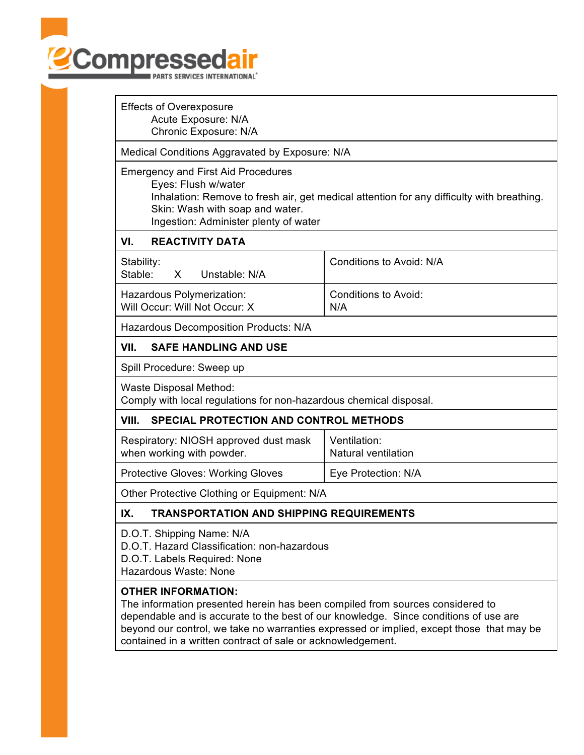Effects of Overexposure
Acute Exposure: N/A
Chronic Exposure: N/A

Medical Conditions Aggravated by Exposure: N/A

Emergency and First Aid Procedures
Eyes: Flush w/water
Inhalation: Remove to fresh air, get medical attention for any difficulty with breathing.
Skin: Wash with soap and water.
Ingestion: Administer plenty of water

## VI. REACTIVITY DATA

| | |
|---|---|
| Stability:<br>Stable: X Unstable: N/A | Conditions to Avoid: N/A |
| Hazardous Polymerization:<br>Will Occur: Will Not Occur: X | Conditions to Avoid:<br>N/A |

Hazardous Decomposition Products: N/A

## VII. SAFE HANDLING AND USE

Spill Procedure: Sweep up

Waste Disposal Method:
Comply with local regulations for non-hazardous chemical disposal.

## VIII. SPECIAL PROTECTION AND CONTROL METHODS

| | |
|---|---|
| Respiratory: NIOSH approved dust mask when working with powder. | Ventilation:<br>Natural ventilation |
| Protective Gloves: Working Gloves | Eye Protection: N/A |

Other Protective Clothing or Equipment: N/A

## IX. TRANSPORTATION AND SHIPPING REQUIREMENTS

D.O.T. Shipping Name: N/A
D.O.T. Hazard Classification: non-hazardous
D.O.T. Labels Required: None
Hazardous Waste: None

**OTHER INFORMATION:**
The information presented herein has been compiled from sources considered to dependable and is accurate to the best of our knowledge. Since conditions of use are beyond our control, we take no warranties expressed or implied, except those that may be contained in a written contract of sale or acknowledgement.